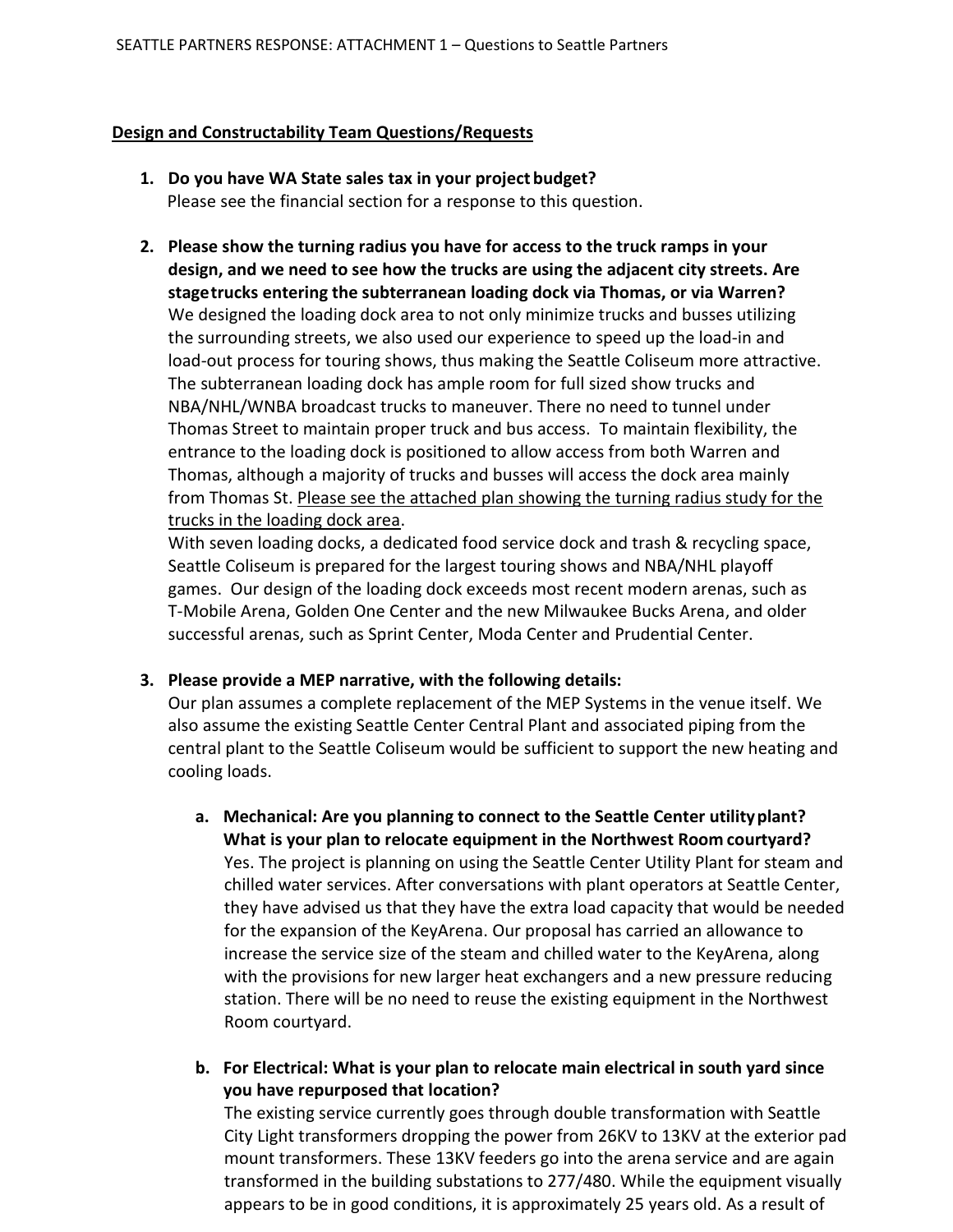**Design and Constructability Team Questions/Requests**

1. **Do you have WA State sales tax in your project budget?**
   Please see the financial section for a response to this question.

2. **Please show the turning radius you have for access to the truck ramps in your design, and we need to see how the trucks are using the adjacent city streets. Are stage trucks entering the subterranean loading dock via Thomas, or via Warren?**
   We designed the loading dock area to not only minimize trucks and busses utilizing the surrounding streets, we also used our experience to speed up the load-in and load-out process for touring shows, thus making the Seattle Coliseum more attractive. The subterranean loading dock has ample room for full sized show trucks and NBA/NHL/WNBA broadcast trucks to maneuver. There no need to tunnel under Thomas Street to maintain proper truck and bus access. To maintain flexibility, the entrance to the loading dock is positioned to allow access from both Warren and Thomas, although a majority of trucks and busses will access the dock area mainly from Thomas St. Please see the attached plan showing the turning radius study for the trucks in the loading dock area.
   With seven loading docks, a dedicated food service dock and trash & recycling space, Seattle Coliseum is prepared for the largest touring shows and NBA/NHL playoff games. Our design of the loading dock exceeds most recent modern arenas, such as T-Mobile Arena, Golden One Center and the new Milwaukee Bucks Arena, and older successful arenas, such as Sprint Center, Moda Center and Prudential Center.

3. **Please provide a MEP narrative, with the following details:**
   Our plan assumes a complete replacement of the MEP Systems in the venue itself. We also assume the existing Seattle Center Central Plant and associated piping from the central plant to the Seattle Coliseum would be sufficient to support the new heating and cooling loads.

   a. **Mechanical: Are you planning to connect to the Seattle Center utility plant? What is your plan to relocate equipment in the Northwest Room courtyard?**
      Yes. The project is planning on using the Seattle Center Utility Plant for steam and chilled water services. After conversations with plant operators at Seattle Center, they have advised us that they have the extra load capacity that would be needed for the expansion of the KeyArena. Our proposal has carried an allowance to increase the service size of the steam and chilled water to the KeyArena, along with the provisions for new larger heat exchangers and a new pressure reducing station. There will be no need to reuse the existing equipment in the Northwest Room courtyard.

   b. **For Electrical: What is your plan to relocate main electrical in south yard since you have repurposed that location?**
      The existing service currently goes through double transformation with Seattle City Light transformers dropping the power from 26KV to 13KV at the exterior pad mount transformers. These 13KV feeders go into the arena service and are again transformed in the building substations to 277/480. While the equipment visually appears to be in good conditions, it is approximately 25 years old. As a result of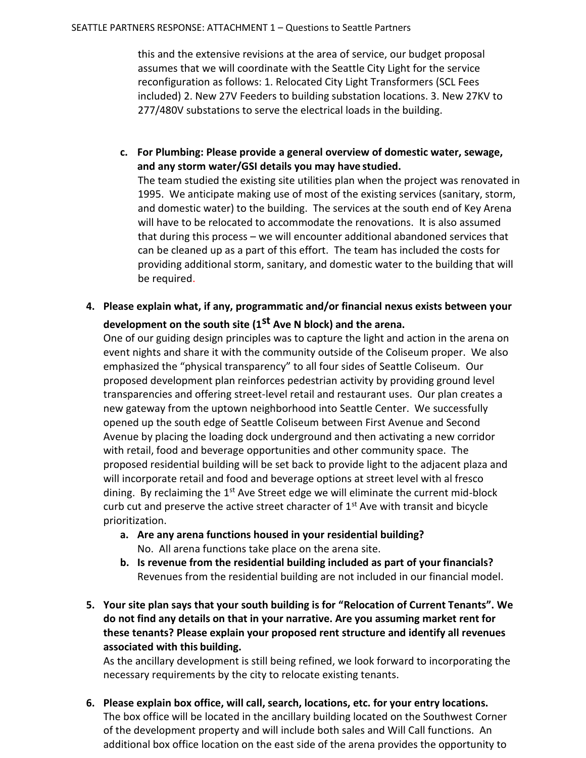this and the extensive revisions at the area of service, our budget proposal assumes that we will coordinate with the Seattle City Light for the service reconfiguration as follows: 1. Relocated City Light Transformers (SCL Fees included) 2. New 27V Feeders to building substation locations. 3. New 27KV to 277/480V substations to serve the electrical loads in the building.

c. **For Plumbing: Please provide a general overview of domestic water, sewage, and any storm water/GSI details you may have studied.**
   The team studied the existing site utilities plan when the project was renovated in 1995. We anticipate making use of most of the existing services (sanitary, storm, and domestic water) to the building. The services at the south end of Key Arena will have to be relocated to accommodate the renovations. It is also assumed that during this process – we will encounter additional abandoned services that can be cleaned up as a part of this effort. The team has included the costs for providing additional storm, sanitary, and domestic water to the building that will be required.

4. **Please explain what, if any, programmatic and/or financial nexus exists between your development on the south site (1st Ave N block) and the arena.**
   One of our guiding design principles was to capture the light and action in the arena on event nights and share it with the community outside of the Coliseum proper. We also emphasized the "physical transparency" to all four sides of Seattle Coliseum. Our proposed development plan reinforces pedestrian activity by providing ground level transparencies and offering street-level retail and restaurant uses. Our plan creates a new gateway from the uptown neighborhood into Seattle Center. We successfully opened up the south edge of Seattle Coliseum between First Avenue and Second Avenue by placing the loading dock underground and then activating a new corridor with retail, food and beverage opportunities and other community space. The proposed residential building will be set back to provide light to the adjacent plaza and will incorporate retail and food and beverage options at street level with al fresco dining. By reclaiming the 1st Ave Street edge we will eliminate the current mid-block curb cut and preserve the active street character of 1st Ave with transit and bicycle prioritization.
   a. **Are any arena functions housed in your residential building?**
      No. All arena functions take place on the arena site.
   b. **Is revenue from the residential building included as part of your financials?**
      Revenues from the residential building are not included in our financial model.

5. **Your site plan says that your south building is for "Relocation of Current Tenants". We do not find any details on that in your narrative. Are you assuming market rent for these tenants? Please explain your proposed rent structure and identify all revenues associated with this building.**
   As the ancillary development is still being refined, we look forward to incorporating the necessary requirements by the city to relocate existing tenants.

6. **Please explain box office, will call, search, locations, etc. for your entry locations.**
   The box office will be located in the ancillary building located on the Southwest Corner of the development property and will include both sales and Will Call functions. An additional box office location on the east side of the arena provides the opportunity to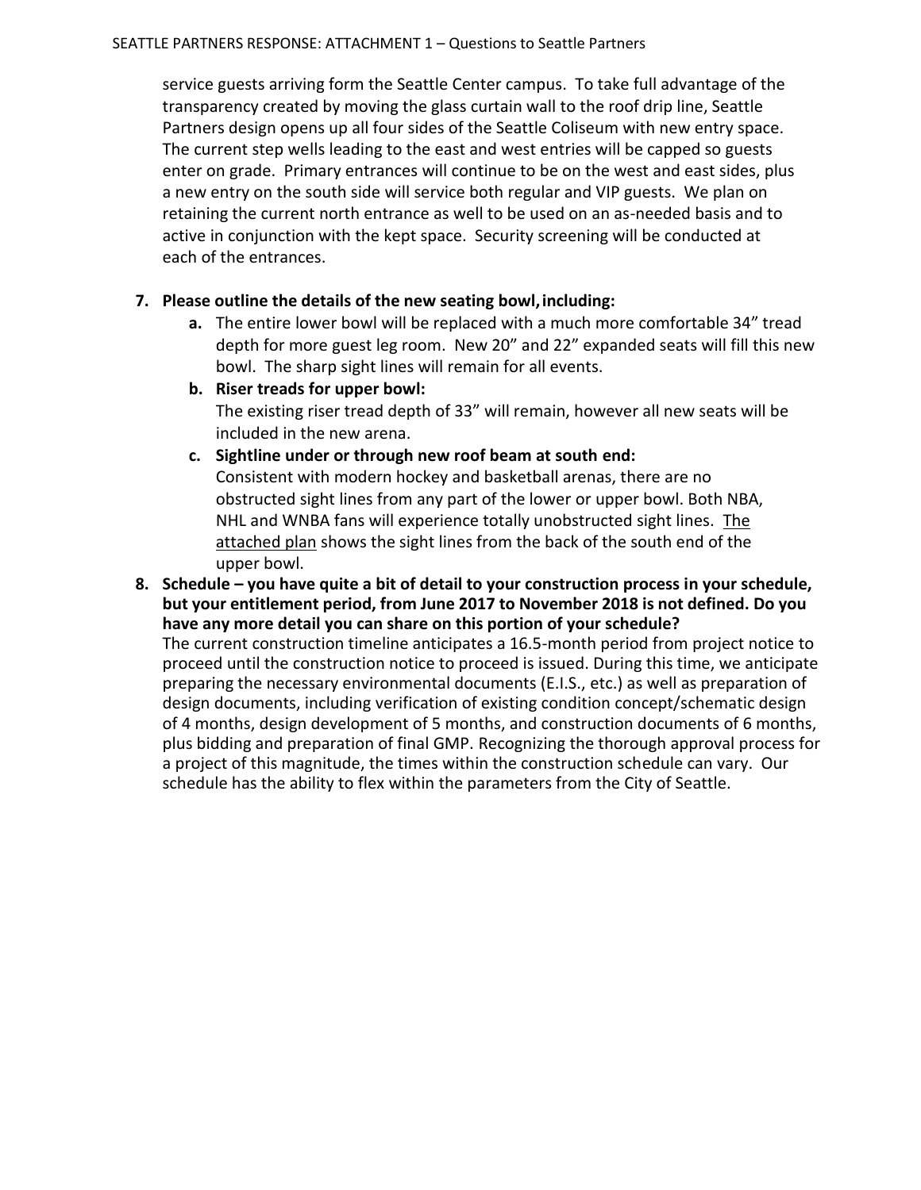service guests arriving form the Seattle Center campus. To take full advantage of the transparency created by moving the glass curtain wall to the roof drip line, Seattle Partners design opens up all four sides of the Seattle Coliseum with new entry space. The current step wells leading to the east and west entries will be capped so guests enter on grade. Primary entrances will continue to be on the west and east sides, plus a new entry on the south side will service both regular and VIP guests. We plan on retaining the current north entrance as well to be used on an as-needed basis and to active in conjunction with the kept space. Security screening will be conducted at each of the entrances.

7. **Please outline the details of the new seating bowl, including:**
   a. The entire lower bowl will be replaced with a much more comfortable 34" tread depth for more guest leg room. New 20" and 22" expanded seats will fill this new bowl. The sharp sight lines will remain for all events.
   b. **Riser treads for upper bowl:**
      The existing riser tread depth of 33" will remain, however all new seats will be included in the new arena.
   c. **Sightline under or through new roof beam at south end:**
      Consistent with modern hockey and basketball arenas, there are no obstructed sight lines from any part of the lower or upper bowl. Both NBA, NHL and WNBA fans will experience totally unobstructed sight lines. The attached plan shows the sight lines from the back of the south end of the upper bowl.
8. **Schedule – you have quite a bit of detail to your construction process in your schedule, but your entitlement period, from June 2017 to November 2018 is not defined. Do you have any more detail you can share on this portion of your schedule?**
   The current construction timeline anticipates a 16.5-month period from project notice to proceed until the construction notice to proceed is issued. During this time, we anticipate preparing the necessary environmental documents (E.I.S., etc.) as well as preparation of design documents, including verification of existing condition concept/schematic design of 4 months, design development of 5 months, and construction documents of 6 months, plus bidding and preparation of final GMP. Recognizing the thorough approval process for a project of this magnitude, the times within the construction schedule can vary. Our schedule has the ability to flex within the parameters from the City of Seattle.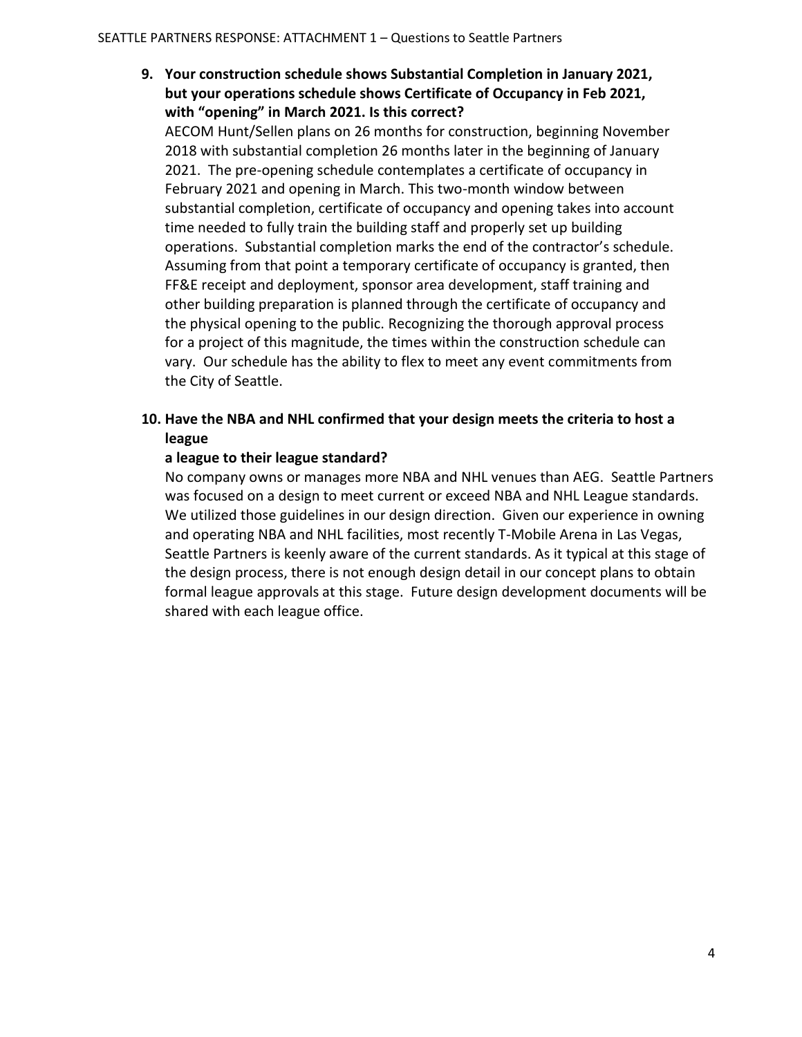9. **Your construction schedule shows Substantial Completion in January 2021, but your operations schedule shows Certificate of Occupancy in Feb 2021, with "opening" in March 2021. Is this correct?**

   AECOM Hunt/Sellen plans on 26 months for construction, beginning November 2018 with substantial completion 26 months later in the beginning of January 2021. The pre-opening schedule contemplates a certificate of occupancy in February 2021 and opening in March. This two-month window between substantial completion, certificate of occupancy and opening takes into account time needed to fully train the building staff and properly set up building operations. Substantial completion marks the end of the contractor's schedule. Assuming from that point a temporary certificate of occupancy is granted, then FF&E receipt and deployment, sponsor area development, staff training and other building preparation is planned through the certificate of occupancy and the physical opening to the public. Recognizing the thorough approval process for a project of this magnitude, the times within the construction schedule can vary. Our schedule has the ability to flex to meet any event commitments from the City of Seattle.

10. **Have the NBA and NHL confirmed that your design meets the criteria to host a league**

    **a league to their league standard?**

    No company owns or manages more NBA and NHL venues than AEG. Seattle Partners was focused on a design to meet current or exceed NBA and NHL League standards. We utilized those guidelines in our design direction. Given our experience in owning and operating NBA and NHL facilities, most recently T-Mobile Arena in Las Vegas, Seattle Partners is keenly aware of the current standards. As it typical at this stage of the design process, there is not enough design detail in our concept plans to obtain formal league approvals at this stage. Future design development documents will be shared with each league office.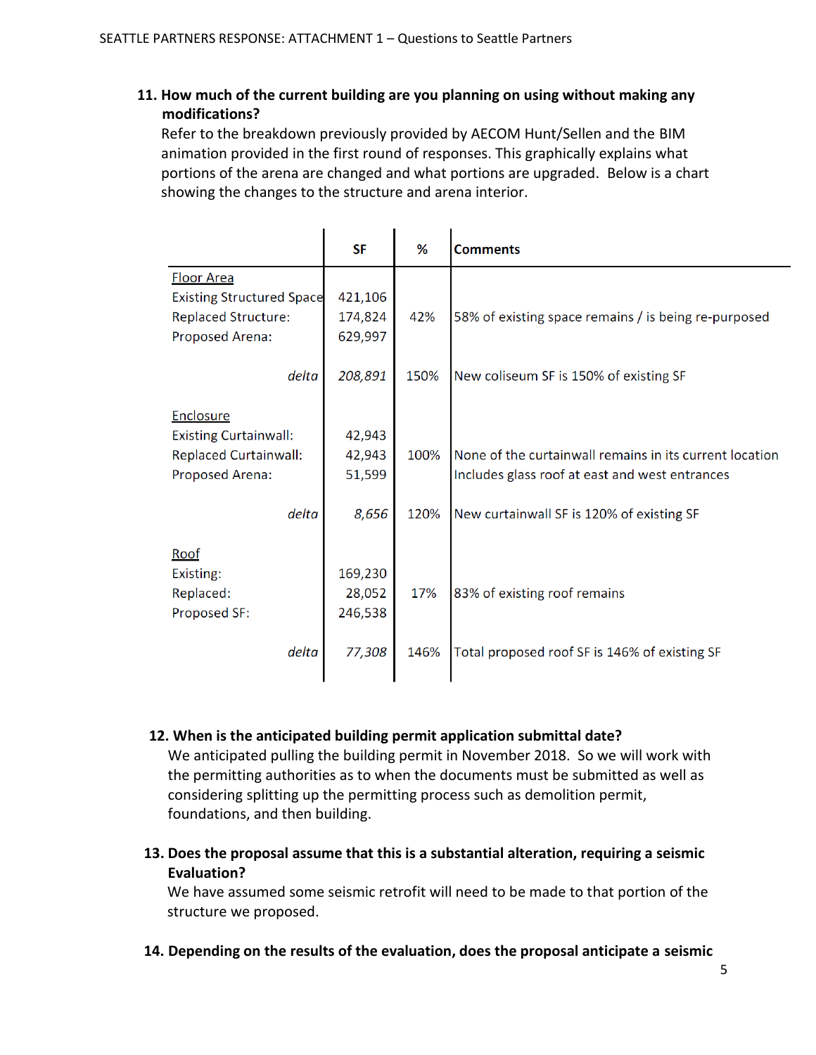**11. How much of the current building are you planning on using without making any modifications?**

Refer to the breakdown previously provided by AECOM Hunt/Sellen and the BIM animation provided in the first round of responses. This graphically explains what portions of the arena are changed and what portions are upgraded. Below is a chart showing the changes to the structure and arena interior.

| | SF | % | Comments |
|---|---|---|---|
| Floor Area | | | |
| Existing Structured Space | 421,106 | | |
| Replaced Structure: | 174,824 | 42% | 58% of existing space remains / is being re-purposed |
| Proposed Arena: | 629,997 | | |
| *delta* | *208,891* | 150% | New coliseum SF is 150% of existing SF |
| Enclosure | | | |
| Existing Curtainwall: | 42,943 | | |
| Replaced Curtainwall: | 42,943 | 100% | None of the curtainwall remains in its current location |
| Proposed Arena: | 51,599 | | Includes glass roof at east and west entrances |
| *delta* | *8,656* | 120% | New curtainwall SF is 120% of existing SF |
| Roof | | | |
| Existing: | 169,230 | | |
| Replaced: | 28,052 | 17% | 83% of existing roof remains |
| Proposed SF: | 246,538 | | |
| *delta* | *77,308* | 146% | Total proposed roof SF is 146% of existing SF |

**12. When is the anticipated building permit application submittal date?**

We anticipated pulling the building permit in November 2018. So we will work with the permitting authorities as to when the documents must be submitted as well as considering splitting up the permitting process such as demolition permit, foundations, and then building.

**13. Does the proposal assume that this is a substantial alteration, requiring a seismic Evaluation?**

We have assumed some seismic retrofit will need to be made to that portion of the structure we proposed.

**14. Depending on the results of the evaluation, does the proposal anticipate a seismic**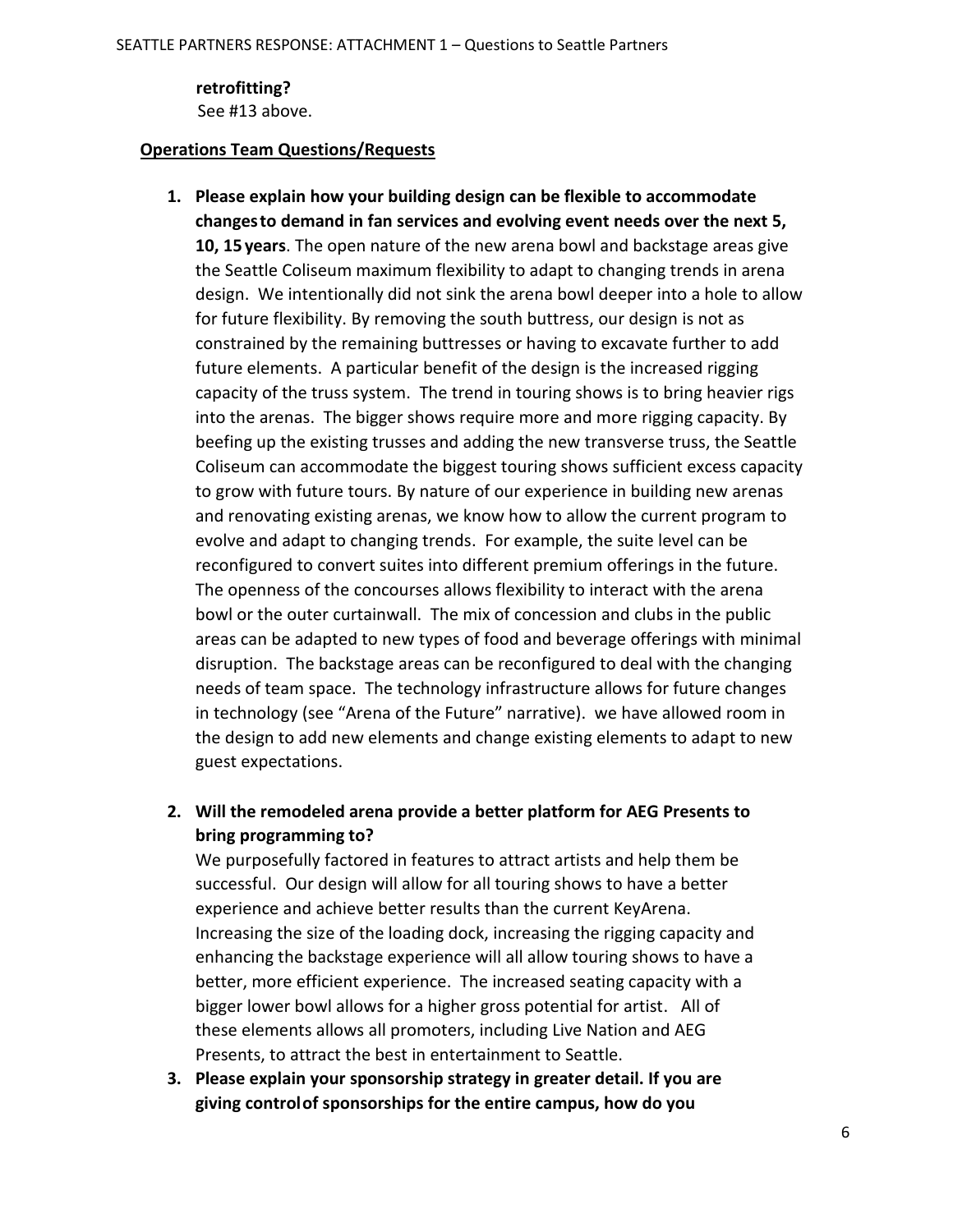**retrofitting?**
See #13 above.

**Operations Team Questions/Requests**

1. **Please explain how your building design can be flexible to accommodate changes to demand in fan services and evolving event needs over the next 5, 10, 15 years**. The open nature of the new arena bowl and backstage areas give the Seattle Coliseum maximum flexibility to adapt to changing trends in arena design. We intentionally did not sink the arena bowl deeper into a hole to allow for future flexibility. By removing the south buttress, our design is not as constrained by the remaining buttresses or having to excavate further to add future elements. A particular benefit of the design is the increased rigging capacity of the truss system. The trend in touring shows is to bring heavier rigs into the arenas. The bigger shows require more and more rigging capacity. By beefing up the existing trusses and adding the new transverse truss, the Seattle Coliseum can accommodate the biggest touring shows sufficient excess capacity to grow with future tours. By nature of our experience in building new arenas and renovating existing arenas, we know how to allow the current program to evolve and adapt to changing trends. For example, the suite level can be reconfigured to convert suites into different premium offerings in the future. The openness of the concourses allows flexibility to interact with the arena bowl or the outer curtainwall. The mix of concession and clubs in the public areas can be adapted to new types of food and beverage offerings with minimal disruption. The backstage areas can be reconfigured to deal with the changing needs of team space. The technology infrastructure allows for future changes in technology (see "Arena of the Future" narrative). we have allowed room in the design to add new elements and change existing elements to adapt to new guest expectations.

2. **Will the remodeled arena provide a better platform for AEG Presents to bring programming to?**
We purposefully factored in features to attract artists and help them be successful. Our design will allow for all touring shows to have a better experience and achieve better results than the current KeyArena. Increasing the size of the loading dock, increasing the rigging capacity and enhancing the backstage experience will all allow touring shows to have a better, more efficient experience. The increased seating capacity with a bigger lower bowl allows for a higher gross potential for artist. All of these elements allows all promoters, including Live Nation and AEG Presents, to attract the best in entertainment to Seattle.

3. **Please explain your sponsorship strategy in greater detail. If you are giving control of sponsorships for the entire campus, how do you**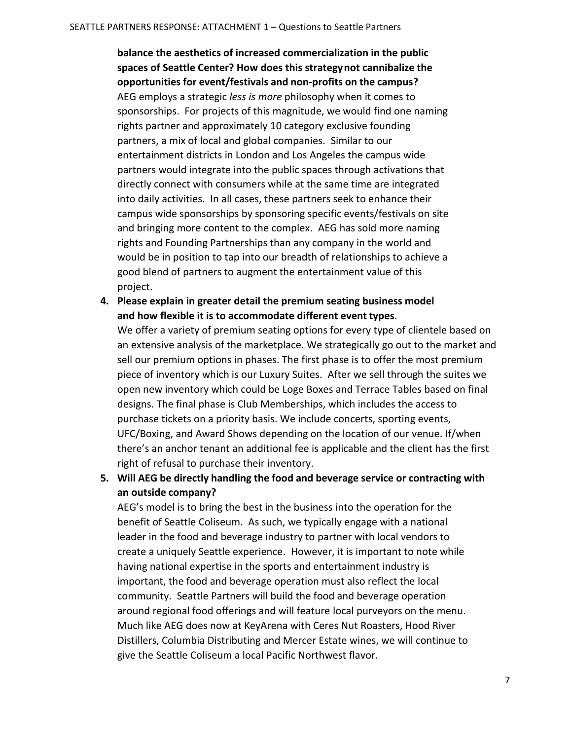**balance the aesthetics of increased commercialization in the public spaces of Seattle Center? How does this strategy not cannibalize the opportunities for event/festivals and non-profits on the campus?**

AEG employs a strategic *less is more* philosophy when it comes to sponsorships. For projects of this magnitude, we would find one naming rights partner and approximately 10 category exclusive founding partners, a mix of local and global companies. Similar to our entertainment districts in London and Los Angeles the campus wide partners would integrate into the public spaces through activations that directly connect with consumers while at the same time are integrated into daily activities. In all cases, these partners seek to enhance their campus wide sponsorships by sponsoring specific events/festivals on site and bringing more content to the complex. AEG has sold more naming rights and Founding Partnerships than any company in the world and would be in position to tap into our breadth of relationships to achieve a good blend of partners to augment the entertainment value of this project.

4. **Please explain in greater detail the premium seating business model and how flexible it is to accommodate different event types**.

   We offer a variety of premium seating options for every type of clientele based on an extensive analysis of the marketplace. We strategically go out to the market and sell our premium options in phases. The first phase is to offer the most premium piece of inventory which is our Luxury Suites. After we sell through the suites we open new inventory which could be Loge Boxes and Terrace Tables based on final designs. The final phase is Club Memberships, which includes the access to purchase tickets on a priority basis. We include concerts, sporting events, UFC/Boxing, and Award Shows depending on the location of our venue. If/when there's an anchor tenant an additional fee is applicable and the client has the first right of refusal to purchase their inventory.

5. **Will AEG be directly handling the food and beverage service or contracting with an outside company?**

   AEG's model is to bring the best in the business into the operation for the benefit of Seattle Coliseum. As such, we typically engage with a national leader in the food and beverage industry to partner with local vendors to create a uniquely Seattle experience. However, it is important to note while having national expertise in the sports and entertainment industry is important, the food and beverage operation must also reflect the local community. Seattle Partners will build the food and beverage operation around regional food offerings and will feature local purveyors on the menu. Much like AEG does now at KeyArena with Ceres Nut Roasters, Hood River Distillers, Columbia Distributing and Mercer Estate wines, we will continue to give the Seattle Coliseum a local Pacific Northwest flavor.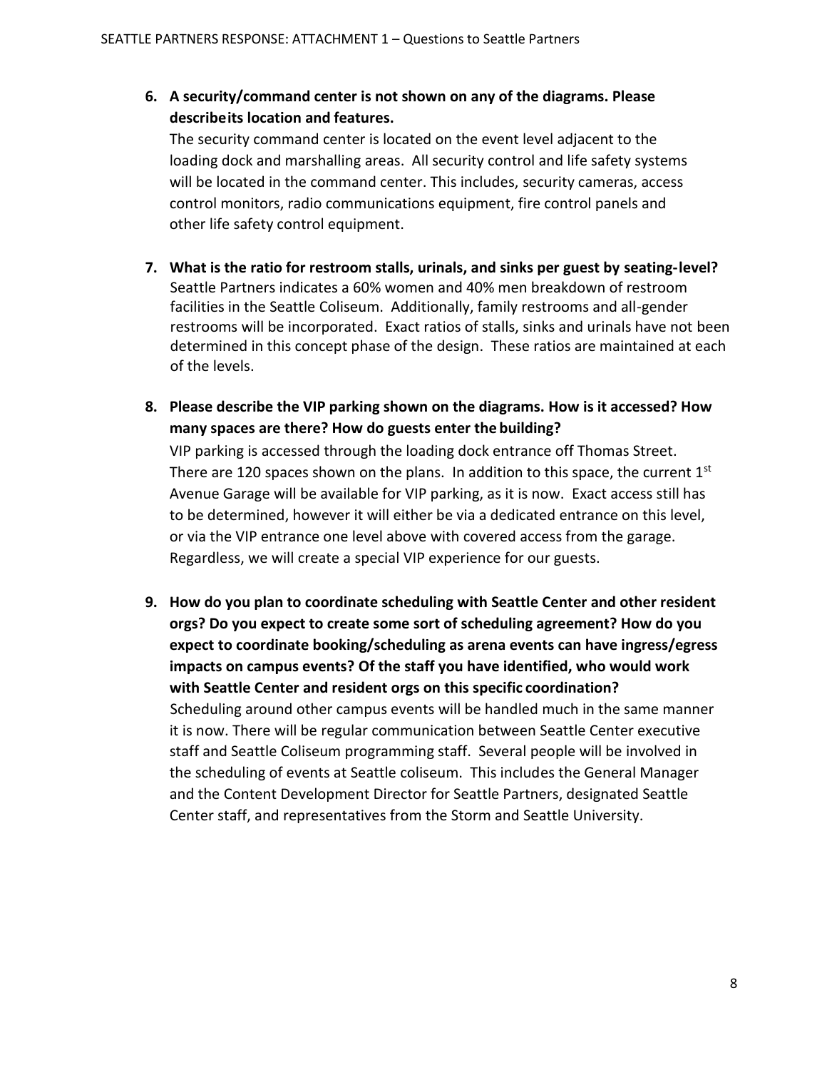6. **A security/command center is not shown on any of the diagrams. Please describeits location and features.**
   The security command center is located on the event level adjacent to the loading dock and marshalling areas. All security control and life safety systems will be located in the command center. This includes, security cameras, access control monitors, radio communications equipment, fire control panels and other life safety control equipment.

7. **What is the ratio for restroom stalls, urinals, and sinks per guest by seating-level?**
   Seattle Partners indicates a 60% women and 40% men breakdown of restroom facilities in the Seattle Coliseum. Additionally, family restrooms and all-gender restrooms will be incorporated. Exact ratios of stalls, sinks and urinals have not been determined in this concept phase of the design. These ratios are maintained at each of the levels.

8. **Please describe the VIP parking shown on the diagrams. How is it accessed? How many spaces are there? How do guests enter the building?**
   VIP parking is accessed through the loading dock entrance off Thomas Street. There are 120 spaces shown on the plans. In addition to this space, the current 1st Avenue Garage will be available for VIP parking, as it is now. Exact access still has to be determined, however it will either be via a dedicated entrance on this level, or via the VIP entrance one level above with covered access from the garage. Regardless, we will create a special VIP experience for our guests.

9. **How do you plan to coordinate scheduling with Seattle Center and other resident orgs? Do you expect to create some sort of scheduling agreement? How do you expect to coordinate booking/scheduling as arena events can have ingress/egress impacts on campus events? Of the staff you have identified, who would work with Seattle Center and resident orgs on this specific coordination?**
   Scheduling around other campus events will be handled much in the same manner it is now. There will be regular communication between Seattle Center executive staff and Seattle Coliseum programming staff. Several people will be involved in the scheduling of events at Seattle coliseum. This includes the General Manager and the Content Development Director for Seattle Partners, designated Seattle Center staff, and representatives from the Storm and Seattle University.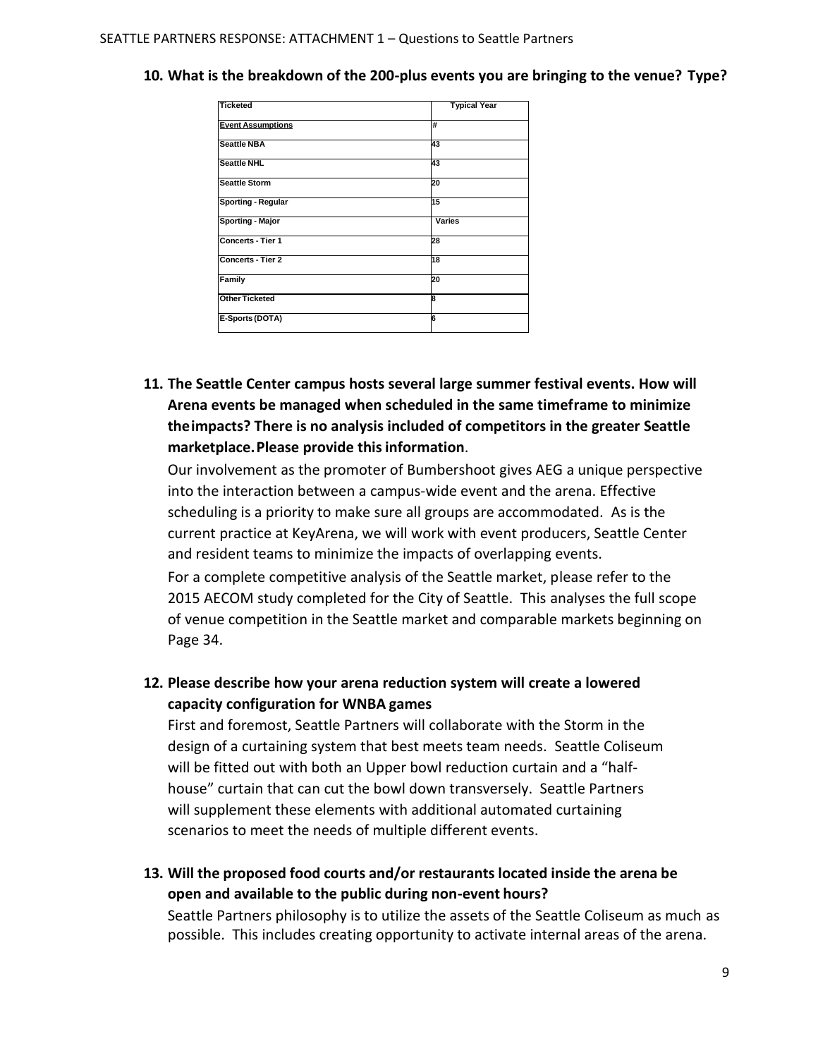**10. What is the breakdown of the 200-plus events you are bringing to the venue? Type?**

| Ticketed | Typical Year |
|---|---|
| Event Assumptions | # |
| Seattle NBA | 43 |
| Seattle NHL | 43 |
| Seattle Storm | 20 |
| Sporting - Regular | 15 |
| Sporting - Major | Varies |
| Concerts - Tier 1 | 28 |
| Concerts - Tier 2 | 18 |
| Family | 20 |
| Other Ticketed | 8 |
| E-Sports (DOTA) | 6 |

**11. The Seattle Center campus hosts several large summer festival events. How will Arena events be managed when scheduled in the same timeframe to minimize the impacts? There is no analysis included of competitors in the greater Seattle marketplace. Please provide this information.**

Our involvement as the promoter of Bumbershoot gives AEG a unique perspective into the interaction between a campus-wide event and the arena. Effective scheduling is a priority to make sure all groups are accommodated. As is the current practice at KeyArena, we will work with event producers, Seattle Center and resident teams to minimize the impacts of overlapping events.

For a complete competitive analysis of the Seattle market, please refer to the 2015 AECOM study completed for the City of Seattle. This analyses the full scope of venue competition in the Seattle market and comparable markets beginning on Page 34.

**12. Please describe how your arena reduction system will create a lowered capacity configuration for WNBA games**

First and foremost, Seattle Partners will collaborate with the Storm in the design of a curtaining system that best meets team needs. Seattle Coliseum will be fitted out with both an Upper bowl reduction curtain and a "half-house" curtain that can cut the bowl down transversely. Seattle Partners will supplement these elements with additional automated curtaining scenarios to meet the needs of multiple different events.

**13. Will the proposed food courts and/or restaurants located inside the arena be open and available to the public during non-event hours?**

Seattle Partners philosophy is to utilize the assets of the Seattle Coliseum as much as possible. This includes creating opportunity to activate internal areas of the arena.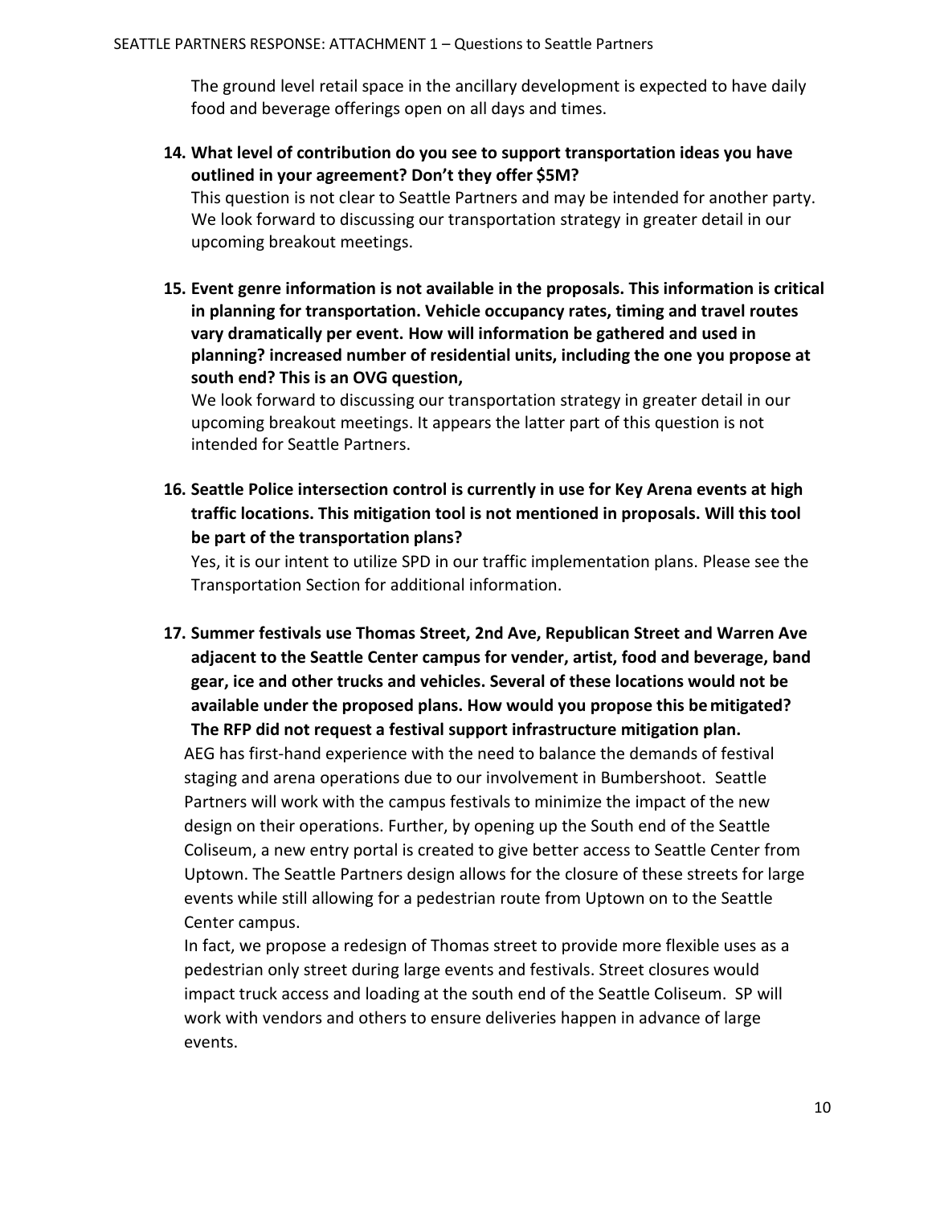The ground level retail space in the ancillary development is expected to have daily food and beverage offerings open on all days and times.

14. **What level of contribution do you see to support transportation ideas you have outlined in your agreement? Don't they offer $5M?**
    This question is not clear to Seattle Partners and may be intended for another party. We look forward to discussing our transportation strategy in greater detail in our upcoming breakout meetings.

15. **Event genre information is not available in the proposals. This information is critical in planning for transportation. Vehicle occupancy rates, timing and travel routes vary dramatically per event. How will information be gathered and used in planning? increased number of residential units, including the one you propose at south end? This is an OVG question,**
    We look forward to discussing our transportation strategy in greater detail in our upcoming breakout meetings. It appears the latter part of this question is not intended for Seattle Partners.

16. **Seattle Police intersection control is currently in use for Key Arena events at high traffic locations. This mitigation tool is not mentioned in proposals. Will this tool be part of the transportation plans?**
    Yes, it is our intent to utilize SPD in our traffic implementation plans. Please see the Transportation Section for additional information.

17. **Summer festivals use Thomas Street, 2nd Ave, Republican Street and Warren Ave adjacent to the Seattle Center campus for vender, artist, food and beverage, band gear, ice and other trucks and vehicles. Several of these locations would not be available under the proposed plans. How would you propose this be mitigated? The RFP did not request a festival support infrastructure mitigation plan.**
    AEG has first-hand experience with the need to balance the demands of festival staging and arena operations due to our involvement in Bumbershoot. Seattle Partners will work with the campus festivals to minimize the impact of the new design on their operations. Further, by opening up the South end of the Seattle Coliseum, a new entry portal is created to give better access to Seattle Center from Uptown. The Seattle Partners design allows for the closure of these streets for large events while still allowing for a pedestrian route from Uptown on to the Seattle Center campus.
    In fact, we propose a redesign of Thomas street to provide more flexible uses as a pedestrian only street during large events and festivals. Street closures would impact truck access and loading at the south end of the Seattle Coliseum. SP will work with vendors and others to ensure deliveries happen in advance of large events.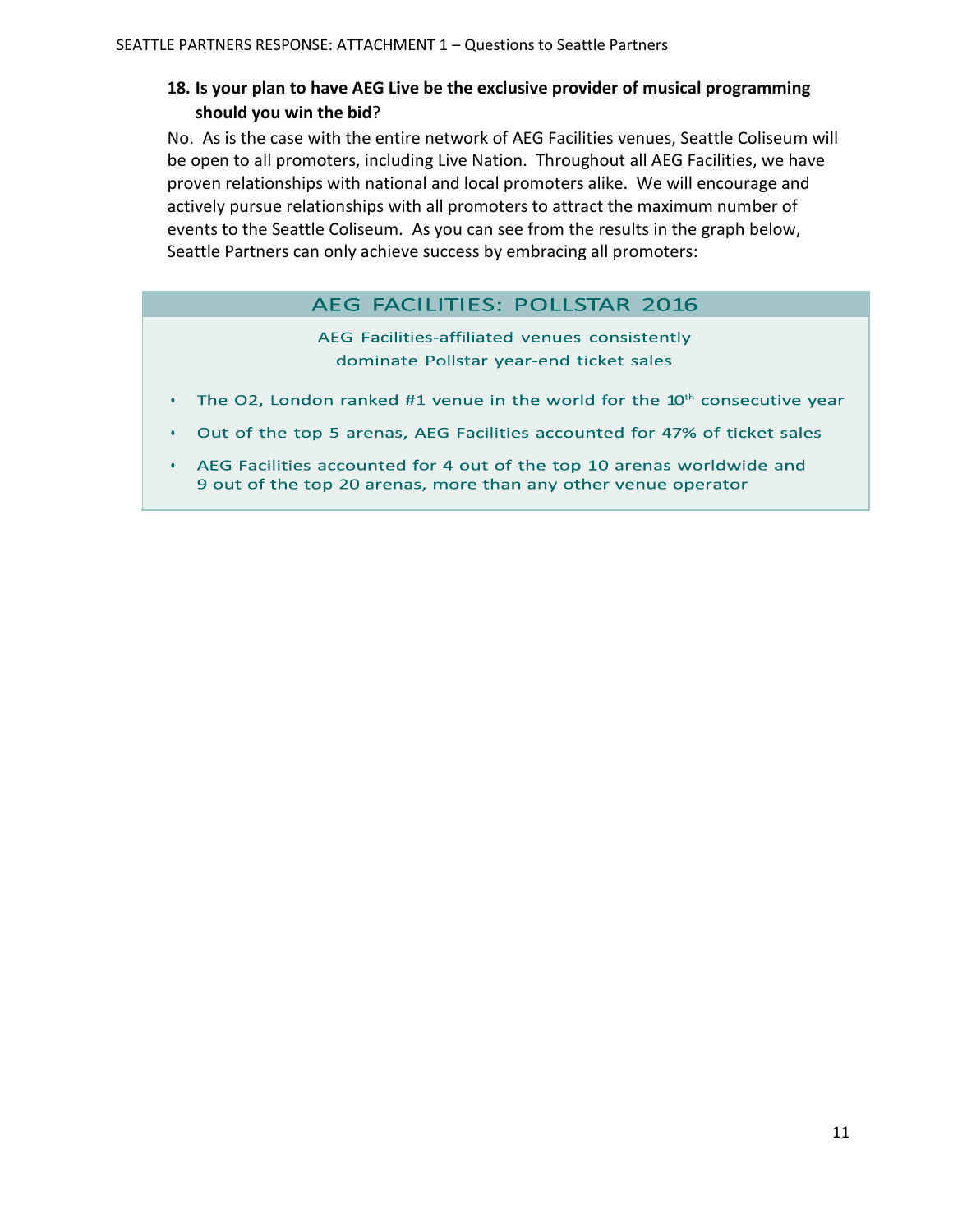**18. Is your plan to have AEG Live be the exclusive provider of musical programming should you win the bid**?

No. As is the case with the entire network of AEG Facilities venues, Seattle Coliseum will be open to all promoters, including Live Nation. Throughout all AEG Facilities, we have proven relationships with national and local promoters alike. We will encourage and actively pursue relationships with all promoters to attract the maximum number of events to the Seattle Coliseum. As you can see from the results in the graph below, Seattle Partners can only achieve success by embracing all promoters:

### AEG FACILITIES: POLLSTAR 2016

AEG Facilities-affiliated venues consistently dominate Pollstar year-end ticket sales

- The O2, London ranked #1 venue in the world for the 10th consecutive year
- Out of the top 5 arenas, AEG Facilities accounted for 47% of ticket sales
- AEG Facilities accounted for 4 out of the top 10 arenas worldwide and 9 out of the top 20 arenas, more than any other venue operator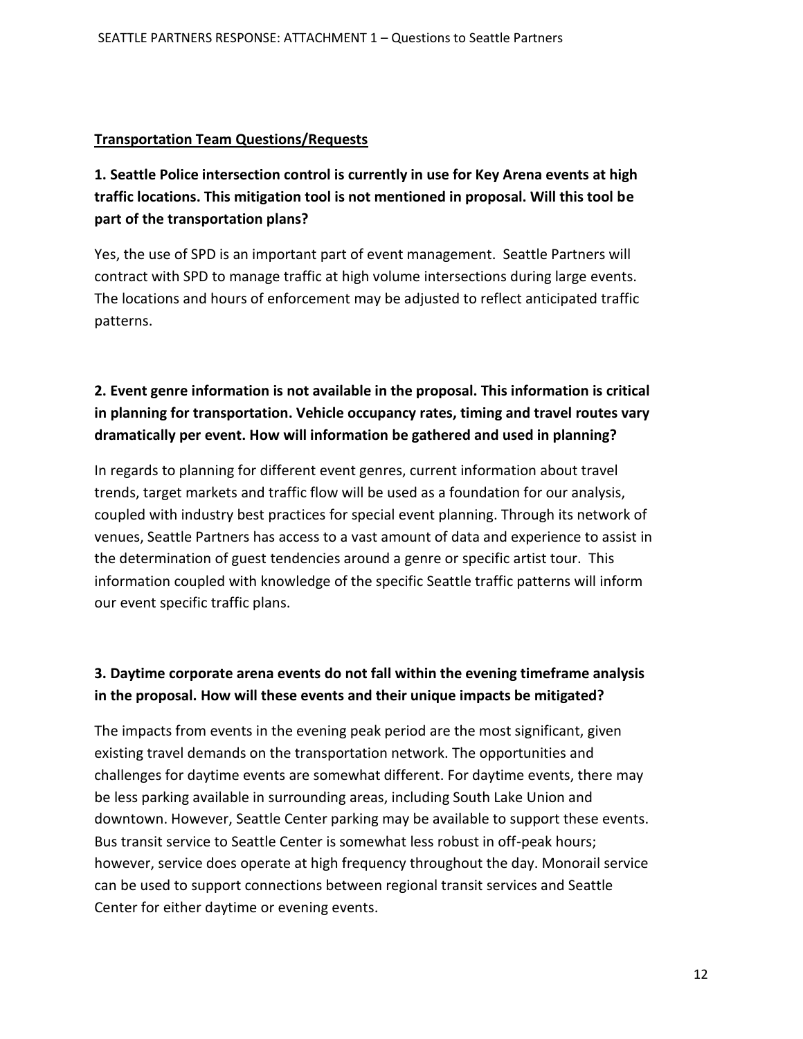**Transportation Team Questions/Requests**

**1. Seattle Police intersection control is currently in use for Key Arena events at high traffic locations. This mitigation tool is not mentioned in proposal. Will this tool be part of the transportation plans?**

Yes, the use of SPD is an important part of event management. Seattle Partners will contract with SPD to manage traffic at high volume intersections during large events. The locations and hours of enforcement may be adjusted to reflect anticipated traffic patterns.

**2. Event genre information is not available in the proposal. This information is critical in planning for transportation. Vehicle occupancy rates, timing and travel routes vary dramatically per event. How will information be gathered and used in planning?**

In regards to planning for different event genres, current information about travel trends, target markets and traffic flow will be used as a foundation for our analysis, coupled with industry best practices for special event planning. Through its network of venues, Seattle Partners has access to a vast amount of data and experience to assist in the determination of guest tendencies around a genre or specific artist tour. This information coupled with knowledge of the specific Seattle traffic patterns will inform our event specific traffic plans.

**3. Daytime corporate arena events do not fall within the evening timeframe analysis in the proposal. How will these events and their unique impacts be mitigated?**

The impacts from events in the evening peak period are the most significant, given existing travel demands on the transportation network. The opportunities and challenges for daytime events are somewhat different. For daytime events, there may be less parking available in surrounding areas, including South Lake Union and downtown. However, Seattle Center parking may be available to support these events. Bus transit service to Seattle Center is somewhat less robust in off-peak hours; however, service does operate at high frequency throughout the day. Monorail service can be used to support connections between regional transit services and Seattle Center for either daytime or evening events.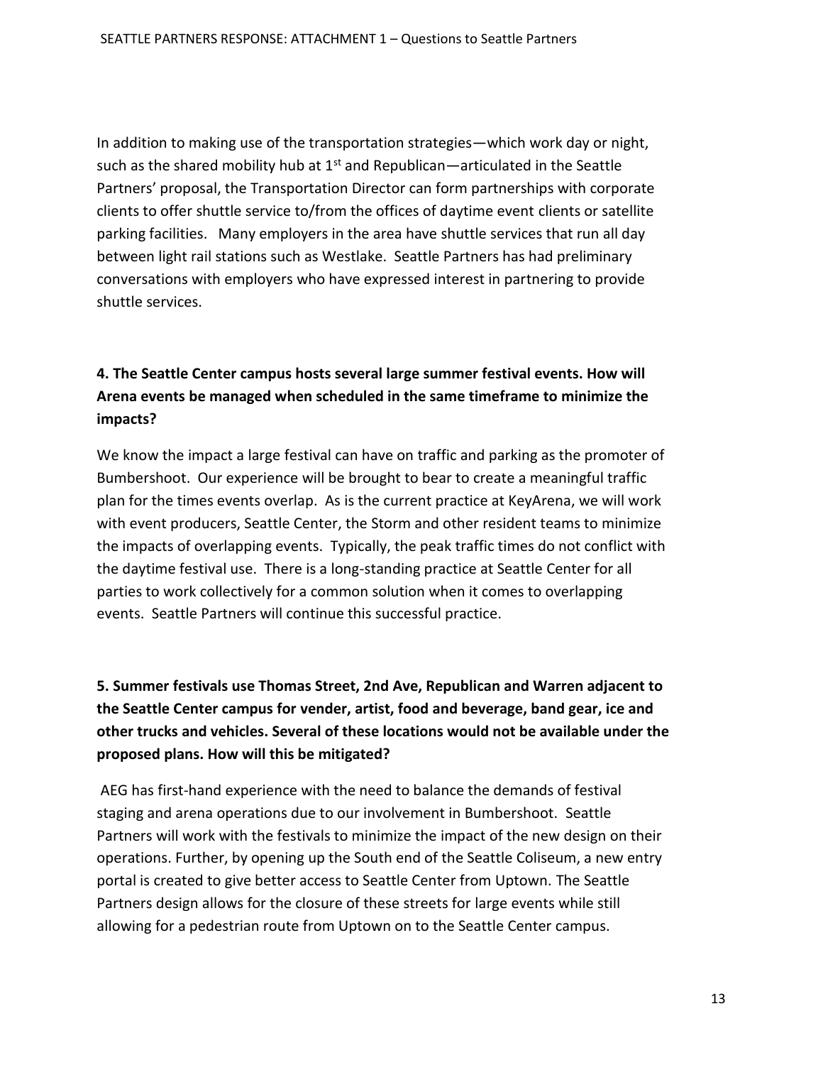In addition to making use of the transportation strategies—which work day or night, such as the shared mobility hub at 1st and Republican—articulated in the Seattle Partners' proposal, the Transportation Director can form partnerships with corporate clients to offer shuttle service to/from the offices of daytime event clients or satellite parking facilities. Many employers in the area have shuttle services that run all day between light rail stations such as Westlake. Seattle Partners has had preliminary conversations with employers who have expressed interest in partnering to provide shuttle services.

**4. The Seattle Center campus hosts several large summer festival events. How will Arena events be managed when scheduled in the same timeframe to minimize the impacts?**

We know the impact a large festival can have on traffic and parking as the promoter of Bumbershoot. Our experience will be brought to bear to create a meaningful traffic plan for the times events overlap. As is the current practice at KeyArena, we will work with event producers, Seattle Center, the Storm and other resident teams to minimize the impacts of overlapping events. Typically, the peak traffic times do not conflict with the daytime festival use. There is a long-standing practice at Seattle Center for all parties to work collectively for a common solution when it comes to overlapping events. Seattle Partners will continue this successful practice.

**5. Summer festivals use Thomas Street, 2nd Ave, Republican and Warren adjacent to the Seattle Center campus for vender, artist, food and beverage, band gear, ice and other trucks and vehicles. Several of these locations would not be available under the proposed plans. How will this be mitigated?**

AEG has first-hand experience with the need to balance the demands of festival staging and arena operations due to our involvement in Bumbershoot. Seattle Partners will work with the festivals to minimize the impact of the new design on their operations. Further, by opening up the South end of the Seattle Coliseum, a new entry portal is created to give better access to Seattle Center from Uptown. The Seattle Partners design allows for the closure of these streets for large events while still allowing for a pedestrian route from Uptown on to the Seattle Center campus.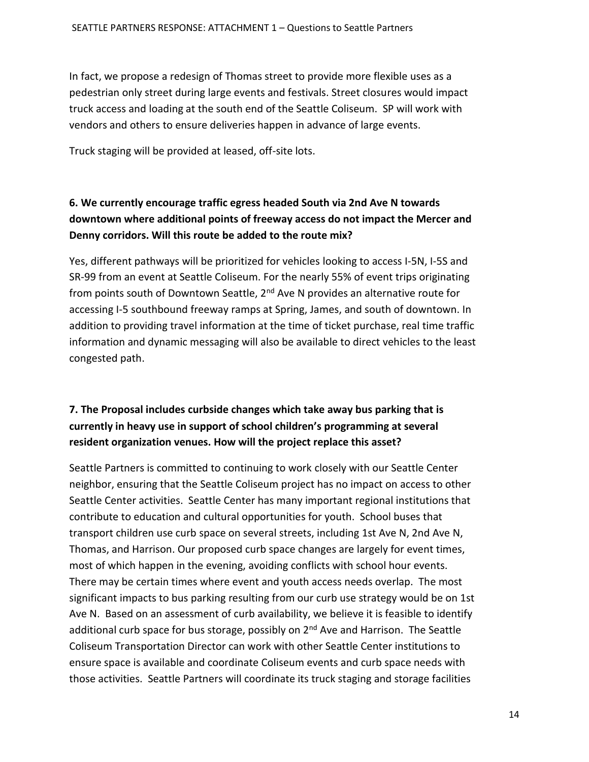In fact, we propose a redesign of Thomas street to provide more flexible uses as a pedestrian only street during large events and festivals. Street closures would impact truck access and loading at the south end of the Seattle Coliseum. SP will work with vendors and others to ensure deliveries happen in advance of large events.

Truck staging will be provided at leased, off-site lots.

**6. We currently encourage traffic egress headed South via 2nd Ave N towards downtown where additional points of freeway access do not impact the Mercer and Denny corridors. Will this route be added to the route mix?**

Yes, different pathways will be prioritized for vehicles looking to access I-5N, I-5S and SR-99 from an event at Seattle Coliseum. For the nearly 55% of event trips originating from points south of Downtown Seattle, 2nd Ave N provides an alternative route for accessing I-5 southbound freeway ramps at Spring, James, and south of downtown. In addition to providing travel information at the time of ticket purchase, real time traffic information and dynamic messaging will also be available to direct vehicles to the least congested path.

**7. The Proposal includes curbside changes which take away bus parking that is currently in heavy use in support of school children's programming at several resident organization venues. How will the project replace this asset?**

Seattle Partners is committed to continuing to work closely with our Seattle Center neighbor, ensuring that the Seattle Coliseum project has no impact on access to other Seattle Center activities. Seattle Center has many important regional institutions that contribute to education and cultural opportunities for youth. School buses that transport children use curb space on several streets, including 1st Ave N, 2nd Ave N, Thomas, and Harrison. Our proposed curb space changes are largely for event times, most of which happen in the evening, avoiding conflicts with school hour events. There may be certain times where event and youth access needs overlap. The most significant impacts to bus parking resulting from our curb use strategy would be on 1st Ave N. Based on an assessment of curb availability, we believe it is feasible to identify additional curb space for bus storage, possibly on 2nd Ave and Harrison. The Seattle Coliseum Transportation Director can work with other Seattle Center institutions to ensure space is available and coordinate Coliseum events and curb space needs with those activities. Seattle Partners will coordinate its truck staging and storage facilities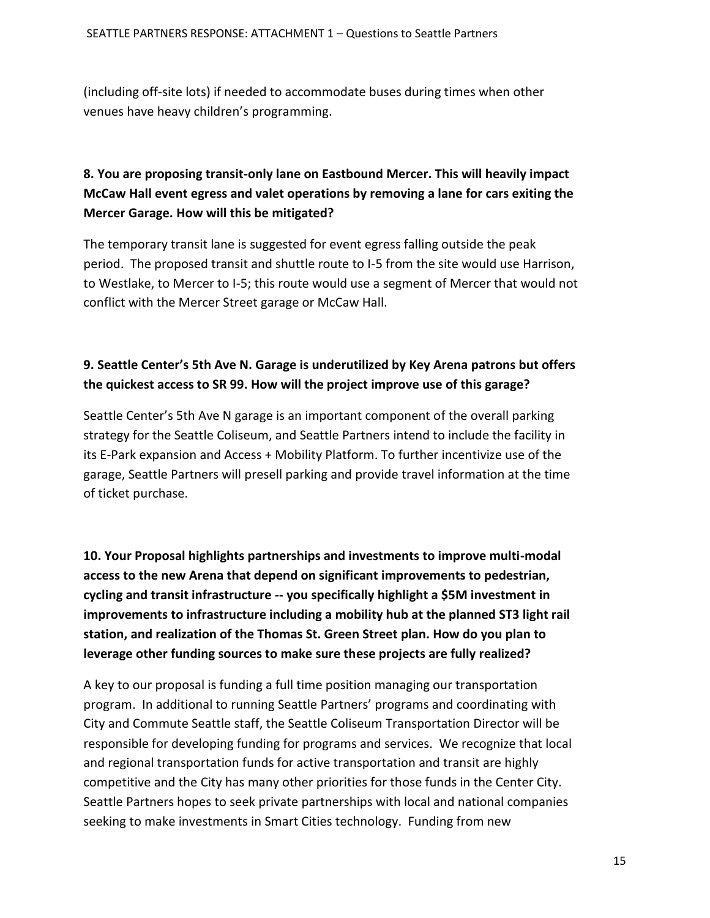(including off-site lots) if needed to accommodate buses during times when other venues have heavy children's programming.

**8. You are proposing transit-only lane on Eastbound Mercer. This will heavily impact McCaw Hall event egress and valet operations by removing a lane for cars exiting the Mercer Garage. How will this be mitigated?**

The temporary transit lane is suggested for event egress falling outside the peak period. The proposed transit and shuttle route to I-5 from the site would use Harrison, to Westlake, to Mercer to I-5; this route would use a segment of Mercer that would not conflict with the Mercer Street garage or McCaw Hall.

**9. Seattle Center's 5th Ave N. Garage is underutilized by Key Arena patrons but offers the quickest access to SR 99. How will the project improve use of this garage?**

Seattle Center's 5th Ave N garage is an important component of the overall parking strategy for the Seattle Coliseum, and Seattle Partners intend to include the facility in its E-Park expansion and Access + Mobility Platform. To further incentivize use of the garage, Seattle Partners will presell parking and provide travel information at the time of ticket purchase.

**10. Your Proposal highlights partnerships and investments to improve multi-modal access to the new Arena that depend on significant improvements to pedestrian, cycling and transit infrastructure -- you specifically highlight a $5M investment in improvements to infrastructure including a mobility hub at the planned ST3 light rail station, and realization of the Thomas St. Green Street plan. How do you plan to leverage other funding sources to make sure these projects are fully realized?**

A key to our proposal is funding a full time position managing our transportation program. In additional to running Seattle Partners' programs and coordinating with City and Commute Seattle staff, the Seattle Coliseum Transportation Director will be responsible for developing funding for programs and services. We recognize that local and regional transportation funds for active transportation and transit are highly competitive and the City has many other priorities for those funds in the Center City. Seattle Partners hopes to seek private partnerships with local and national companies seeking to make investments in Smart Cities technology. Funding from new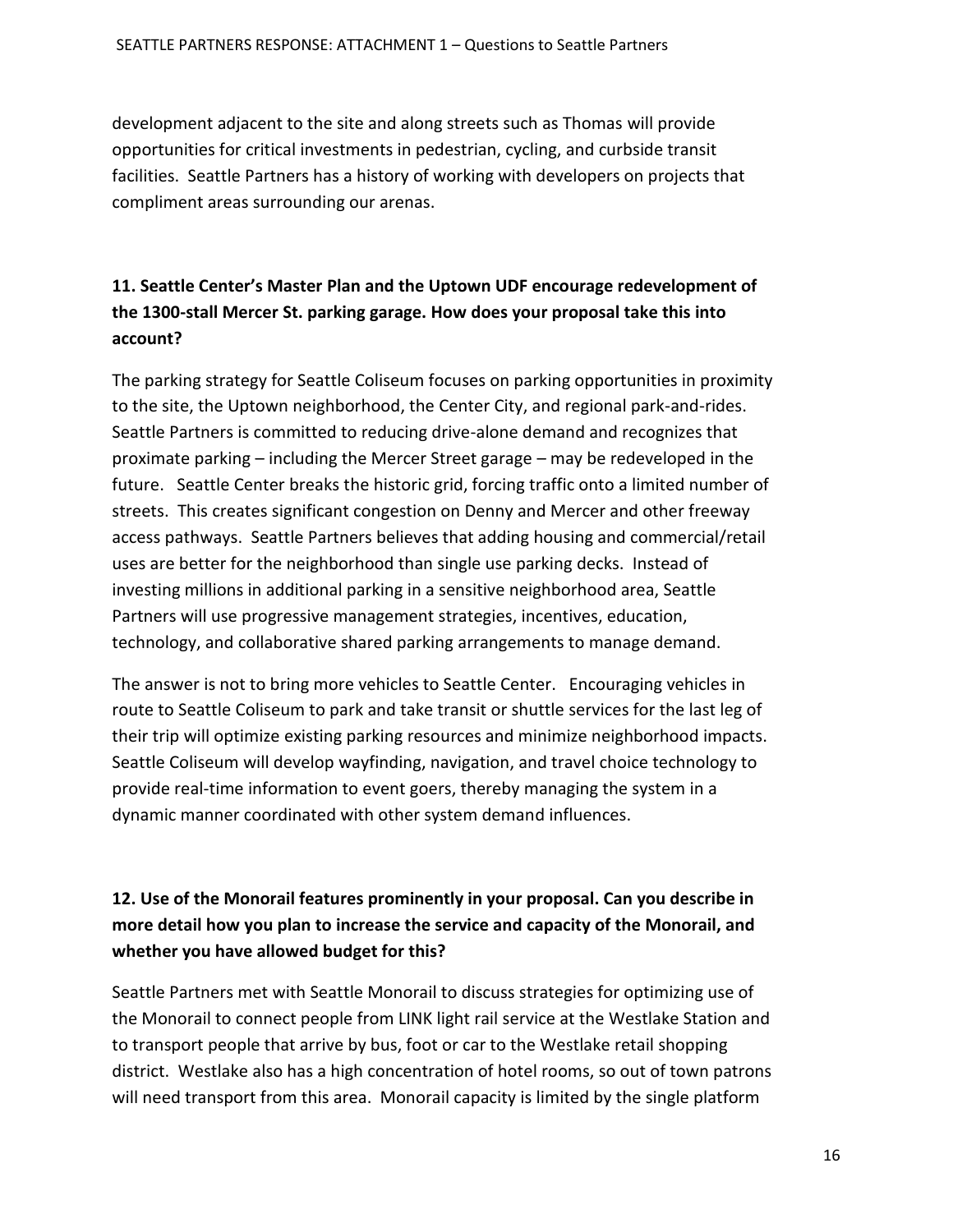development adjacent to the site and along streets such as Thomas will provide opportunities for critical investments in pedestrian, cycling, and curbside transit facilities. Seattle Partners has a history of working with developers on projects that compliment areas surrounding our arenas.

**11. Seattle Center's Master Plan and the Uptown UDF encourage redevelopment of the 1300-stall Mercer St. parking garage. How does your proposal take this into account?**

The parking strategy for Seattle Coliseum focuses on parking opportunities in proximity to the site, the Uptown neighborhood, the Center City, and regional park-and-rides. Seattle Partners is committed to reducing drive-alone demand and recognizes that proximate parking – including the Mercer Street garage – may be redeveloped in the future. Seattle Center breaks the historic grid, forcing traffic onto a limited number of streets. This creates significant congestion on Denny and Mercer and other freeway access pathways. Seattle Partners believes that adding housing and commercial/retail uses are better for the neighborhood than single use parking decks. Instead of investing millions in additional parking in a sensitive neighborhood area, Seattle Partners will use progressive management strategies, incentives, education, technology, and collaborative shared parking arrangements to manage demand.

The answer is not to bring more vehicles to Seattle Center. Encouraging vehicles in route to Seattle Coliseum to park and take transit or shuttle services for the last leg of their trip will optimize existing parking resources and minimize neighborhood impacts. Seattle Coliseum will develop wayfinding, navigation, and travel choice technology to provide real-time information to event goers, thereby managing the system in a dynamic manner coordinated with other system demand influences.

**12. Use of the Monorail features prominently in your proposal. Can you describe in more detail how you plan to increase the service and capacity of the Monorail, and whether you have allowed budget for this?**

Seattle Partners met with Seattle Monorail to discuss strategies for optimizing use of the Monorail to connect people from LINK light rail service at the Westlake Station and to transport people that arrive by bus, foot or car to the Westlake retail shopping district. Westlake also has a high concentration of hotel rooms, so out of town patrons will need transport from this area. Monorail capacity is limited by the single platform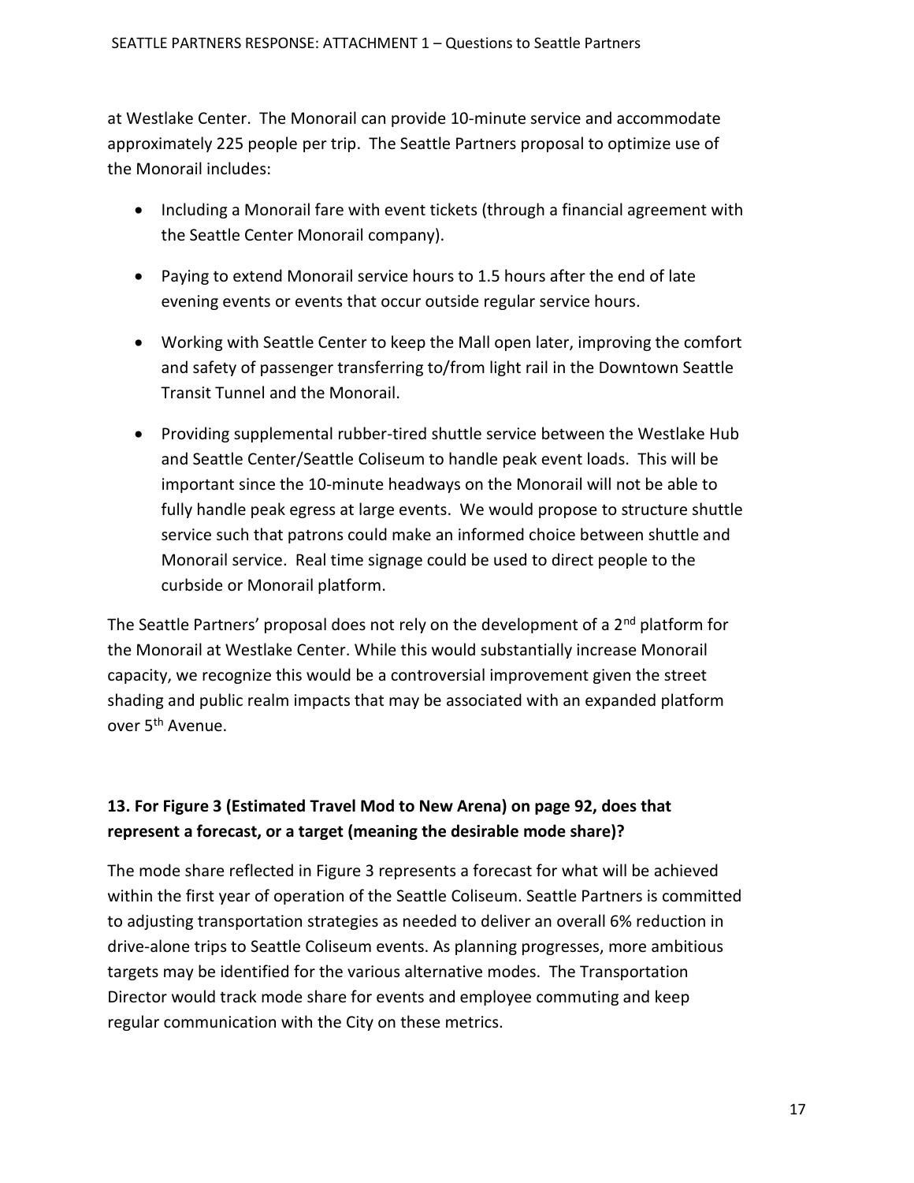at Westlake Center. The Monorail can provide 10-minute service and accommodate approximately 225 people per trip. The Seattle Partners proposal to optimize use of the Monorail includes:

- Including a Monorail fare with event tickets (through a financial agreement with the Seattle Center Monorail company).
- Paying to extend Monorail service hours to 1.5 hours after the end of late evening events or events that occur outside regular service hours.
- Working with Seattle Center to keep the Mall open later, improving the comfort and safety of passenger transferring to/from light rail in the Downtown Seattle Transit Tunnel and the Monorail.
- Providing supplemental rubber-tired shuttle service between the Westlake Hub and Seattle Center/Seattle Coliseum to handle peak event loads. This will be important since the 10-minute headways on the Monorail will not be able to fully handle peak egress at large events. We would propose to structure shuttle service such that patrons could make an informed choice between shuttle and Monorail service. Real time signage could be used to direct people to the curbside or Monorail platform.

The Seattle Partners' proposal does not rely on the development of a 2nd platform for the Monorail at Westlake Center. While this would substantially increase Monorail capacity, we recognize this would be a controversial improvement given the street shading and public realm impacts that may be associated with an expanded platform over 5th Avenue.

**13. For Figure 3 (Estimated Travel Mod to New Arena) on page 92, does that represent a forecast, or a target (meaning the desirable mode share)?**

The mode share reflected in Figure 3 represents a forecast for what will be achieved within the first year of operation of the Seattle Coliseum. Seattle Partners is committed to adjusting transportation strategies as needed to deliver an overall 6% reduction in drive-alone trips to Seattle Coliseum events. As planning progresses, more ambitious targets may be identified for the various alternative modes. The Transportation Director would track mode share for events and employee commuting and keep regular communication with the City on these metrics.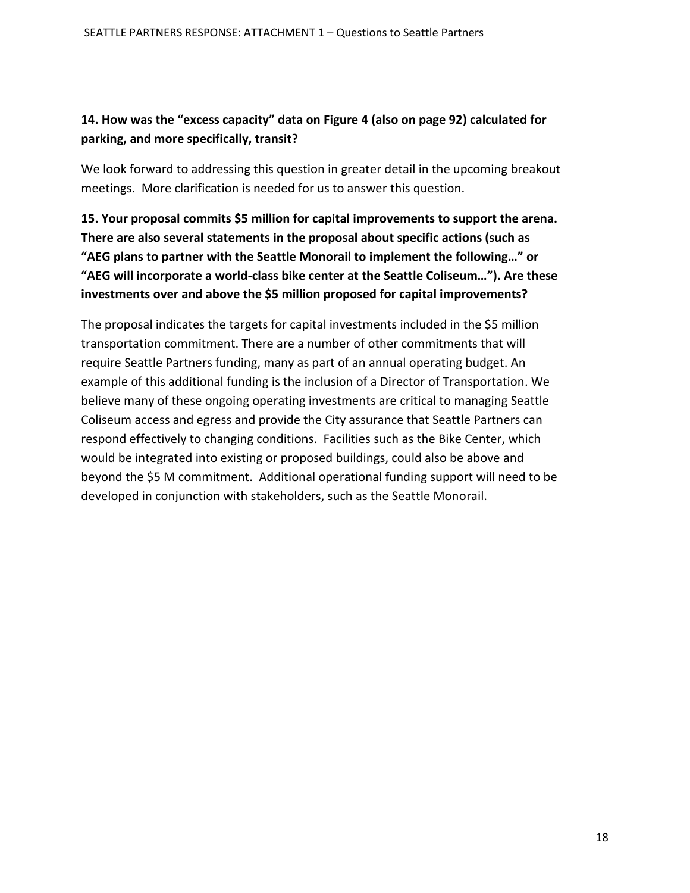**14. How was the “excess capacity” data on Figure 4 (also on page 92) calculated for parking, and more specifically, transit?**

We look forward to addressing this question in greater detail in the upcoming breakout meetings. More clarification is needed for us to answer this question.

**15. Your proposal commits $5 million for capital improvements to support the arena. There are also several statements in the proposal about specific actions (such as “AEG plans to partner with the Seattle Monorail to implement the following…” or “AEG will incorporate a world-class bike center at the Seattle Coliseum…”). Are these investments over and above the $5 million proposed for capital improvements?**

The proposal indicates the targets for capital investments included in the $5 million transportation commitment. There are a number of other commitments that will require Seattle Partners funding, many as part of an annual operating budget. An example of this additional funding is the inclusion of a Director of Transportation. We believe many of these ongoing operating investments are critical to managing Seattle Coliseum access and egress and provide the City assurance that Seattle Partners can respond effectively to changing conditions. Facilities such as the Bike Center, which would be integrated into existing or proposed buildings, could also be above and beyond the $5 M commitment. Additional operational funding support will need to be developed in conjunction with stakeholders, such as the Seattle Monorail.